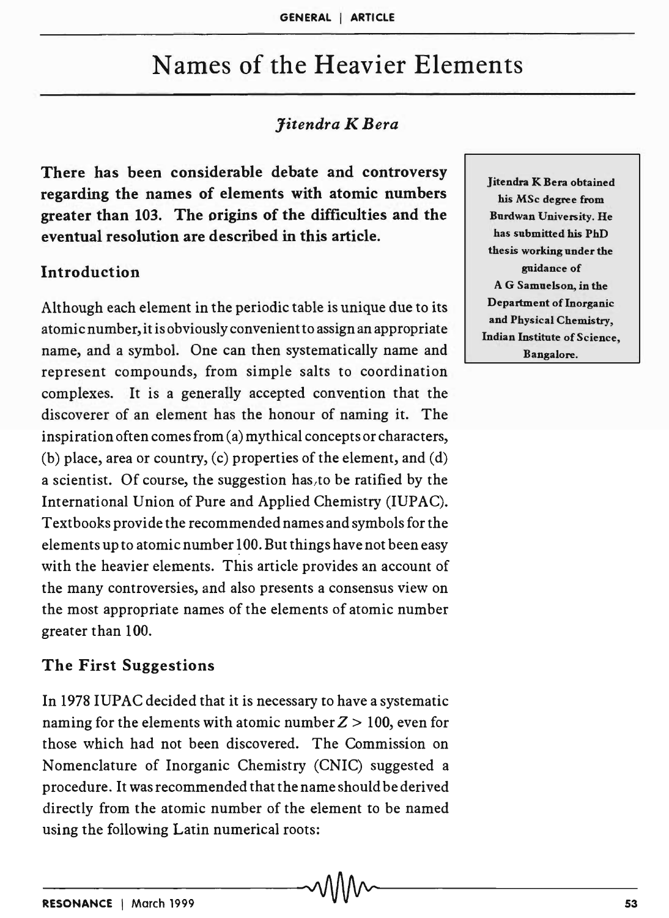# Names of the Heavier Elements

*Jitendra K Bera*

**There has been considerable debate and controversy regarding the names of elements with atomic numbers greater than 103. The origins of the difficulties and the eventual resolution are described in this article.**

Jitendra K Bera obtained his MSc degree from Burdwan University. He has submitted his PhD thesis working under the guidance of A G Samuelson, in the Department of Inorganic and Physical Chemistry, Indian Institute of Science, Bangalore.

## Introduction

Although each element in the periodic table is unique due to its atomic number, it is obviously convenient to assign an appropriate name, and a symbol. One can then systematically name and represent compounds, from simple salts to coordination complexes. It is a generally accepted convention that the discoverer of an element has the honour of naming it. The inspiration often comes from (a) mythical concepts or characters, (b) place, area or country, (c) properties of the element, and (d) a scientist. Of course, the suggestion has to be ratified by the International Union of Pure and Applied Chemistry (IUPAC). Textbooks provide the recommended names and symbols for the elements up to atomic number 100. But things have not been easy with the heavier elements. This article provides an account of the many controversies, and also presents a consensus view on the most appropriate names of the elements of atomic number greater than 100.

## The First Suggestions

In 1978 IUPAC decided that it is necessary to have a systematic naming for the elements with atomic number $Z > 100$, even for those which had not been discovered. The Commission on Nomenclature of Inorganic Chemistry (CNIC) suggested a procedure. It was recommended that the name should be derived directly from the atomic number of the element to be named using the following Latin numerical roots: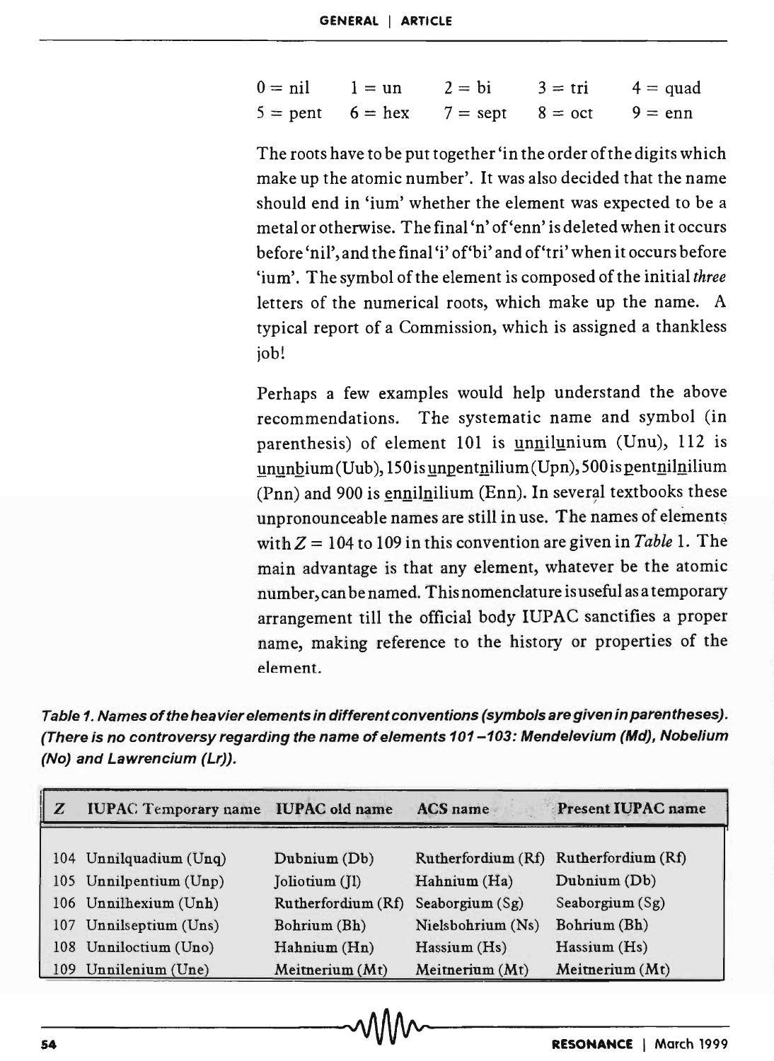| | | | | |
|---|---|---|---|---|
| 0 = nil | 1 = un | 2 = bi | 3 = tri | 4 = quad |
| 5 = pent | 6 = hex | 7 = sept | 8 = oct | 9 = enn |

The roots have to be put together 'in the order of the digits which make up the atomic number'. It was also decided that the name should end in 'ium' whether the element was expected to be a metal or otherwise. The final 'n' of 'enn' is deleted when it occurs before 'nil', and the final 'i' of 'bi' and of 'tri' when it occurs before 'ium'. The symbol of the element is composed of the initial *three* letters of the numerical roots, which make up the name. A typical report of a Commission, which is assigned a thankless job!

Perhaps a few examples would help understand the above recommendations. The systematic name and symbol (in parenthesis) of element 101 is unnilunium (Unu), 112 is ununbium (Uub), 150 is unpentnilium (Upn), 500 is pentnilnilium (Pnn) and 900 is ennilnilium (Enn). In several textbooks these unpronounceable names are still in use. The names of elements with $Z = 104$ to 109 in this convention are given in *Table* 1. The main advantage is that any element, whatever be the atomic number, can be named. This nomenclature is useful as a temporary arrangement till the official body IUPAC sanctifies a proper name, making reference to the history or properties of the element.

***Table 1. Names of the heavier elements in different conventions (symbols are given in parentheses). (There is no controversy regarding the name of elements 101–103: Mendelevium (Md), Nobelium (No) and Lawrencium (Lr)).***

| Z | IUPAC Temporary name | IUPAC old name | ACS name | Present IUPAC name |
|---|---|---|---|---|
| 104 | Unnilquadium (Unq) | Dubnium (Db) | Rutherfordium (Rf) | Rutherfordium (Rf) |
| 105 | Unnilpentium (Unp) | Joliotium (Jl) | Hahnium (Ha) | Dubnium (Db) |
| 106 | Unnilhexium (Unh) | Rutherfordium (Rf) | Seaborgium (Sg) | Seaborgium (Sg) |
| 107 | Unnilseptium (Uns) | Bohrium (Bh) | Nielsbohrium (Ns) | Bohrium (Bh) |
| 108 | Unniloctium (Uno) | Hahnium (Hn) | Hassium (Hs) | Hassium (Hs) |
| 109 | Unnilenium (Une) | Meitnerium (Mt) | Meitnerium (Mt) | Meitnerium (Mt) |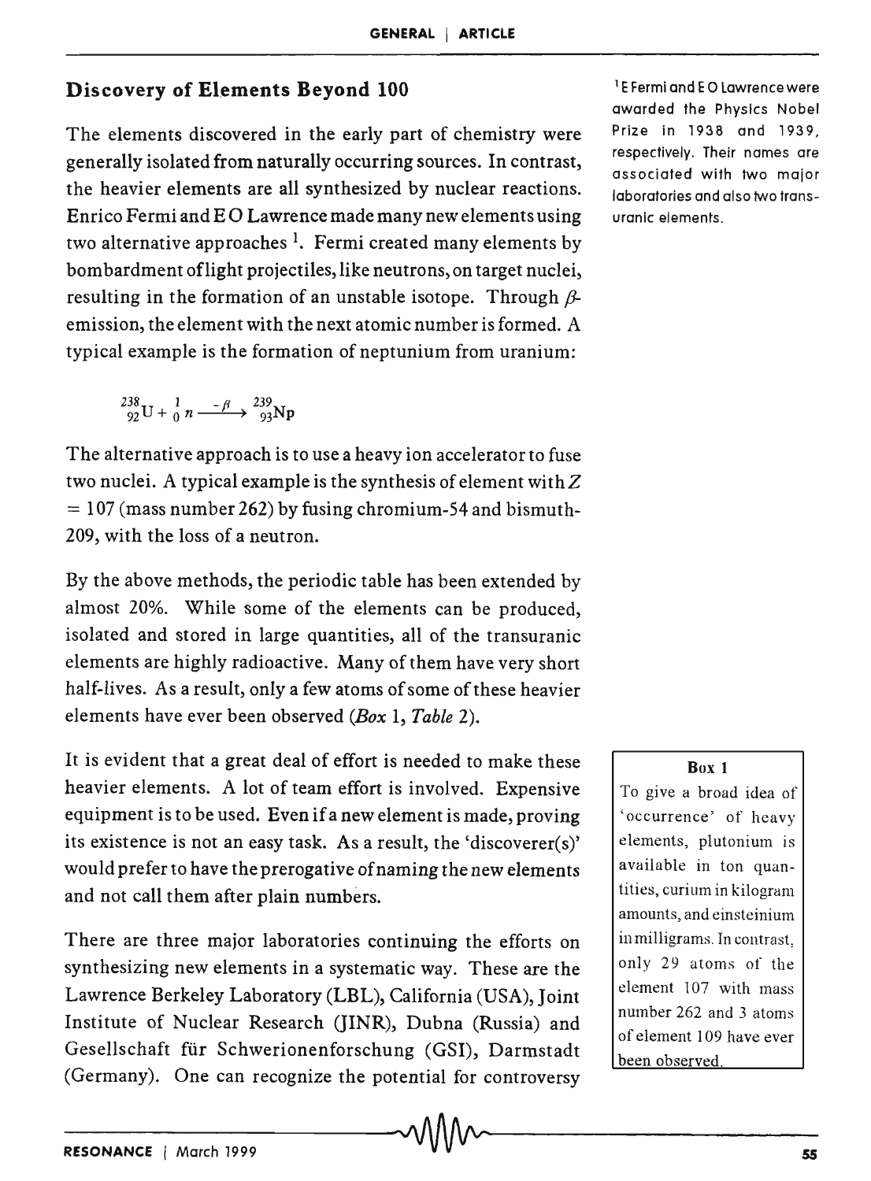## Discovery of Elements Beyond 100

The elements discovered in the early part of chemistry were generally isolated from naturally occurring sources. In contrast, the heavier elements are all synthesized by nuclear reactions. Enrico Fermi and E O Lawrence made many new elements using two alternative approaches [1]. Fermi created many elements by bombardment of light projectiles, like neutrons, on target nuclei, resulting in the formation of an unstable isotope. Through $\beta$-emission, the element with the next atomic number is formed. A typical example is the formation of neptunium from uranium:

$$^{238}_{92}\mathrm{U} + ^{1}_{0}n \xrightarrow{-\beta} ^{239}_{93}\mathrm{Np}$$

The alternative approach is to use a heavy ion accelerator to fuse two nuclei. A typical example is the synthesis of element with $Z = 107$ (mass number 262) by fusing chromium-54 and bismuth-209, with the loss of a neutron.

By the above methods, the periodic table has been extended by almost 20%. While some of the elements can be produced, isolated and stored in large quantities, all of the transuranic elements are highly radioactive. Many of them have very short half-lives. As a result, only a few atoms of some of these heavier elements have ever been observed (*Box* 1, *Table* 2).

It is evident that a great deal of effort is needed to make these heavier elements. A lot of team effort is involved. Expensive equipment is to be used. Even if a new element is made, proving its existence is not an easy task. As a result, the 'discoverer(s)' would prefer to have the prerogative of naming the new elements and not call them after plain numbers.

There are three major laboratories continuing the efforts on synthesizing new elements in a systematic way. These are the Lawrence Berkeley Laboratory (LBL), California (USA), Joint Institute of Nuclear Research (JINR), Dubna (Russia) and Gesellschaft für Schwerionenforschung (GSI), Darmstadt (Germany). One can recognize the potential for controversy

[1] E Fermi and E O Lawrence were awarded the Physics Nobel Prize in 1938 and 1939, respectively. Their names are associated with two major laboratories and also two transuranic elements.

**Box 1**

To give a broad idea of 'occurrence' of heavy elements, plutonium is available in ton quantities, curium in kilogram amounts, and einsteinium in milligrams. In contrast, only 29 atoms of the element 107 with mass number 262 and 3 atoms of element 109 have ever been observed.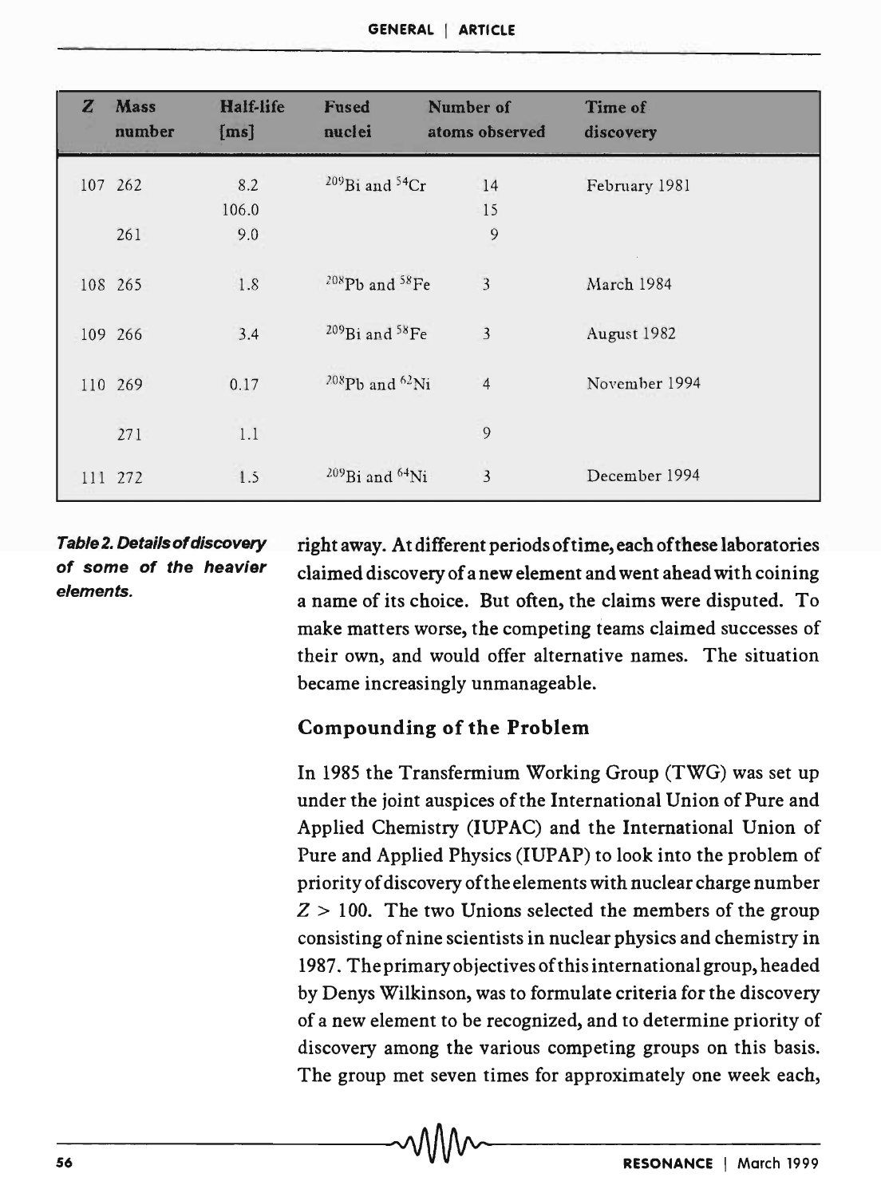| $Z$ | Mass number | Half-life [ms] | Fused nuclei | Number of atoms observed | Time of discovery |
|---|---|---|---|---|---|
| 107 | 262 | 8.2 | $^{209}Bi$ and $^{54}Cr$ | 14 | February 1981 |
| | | 106.0 | | 15 | |
| | 261 | 9.0 | | 9 | |
| 108 | 265 | 1.8 | $^{208}Pb$ and $^{58}Fe$ | 3 | March 1984 |
| 109 | 266 | 3.4 | $^{209}Bi$ and $^{58}Fe$ | 3 | August 1982 |
| 110 | 269 | 0.17 | $^{208}Pb$ and $^{62}Ni$ | 4 | November 1994 |
| | 271 | 1.1 | | 9 | |
| 111 | 272 | 1.5 | $^{209}Bi$ and $^{64}Ni$ | 3 | December 1994 |

***Table 2. Details of discovery of some of the heavier elements.***

right away. At different periods of time, each of these laboratories claimed discovery of a new element and went ahead with coining a name of its choice. But often, the claims were disputed. To make matters worse, the competing teams claimed successes of their own, and would offer alternative names. The situation became increasingly unmanageable.

## Compounding of the Problem

In 1985 the Transfermium Working Group (TWG) was set up under the joint auspices of the International Union of Pure and Applied Chemistry (IUPAC) and the International Union of Pure and Applied Physics (IUPAP) to look into the problem of priority of discovery of the elements with nuclear charge number $Z > 100$. The two Unions selected the members of the group consisting of nine scientists in nuclear physics and chemistry in 1987. The primary objectives of this international group, headed by Denys Wilkinson, was to formulate criteria for the discovery of a new element to be recognized, and to determine priority of discovery among the various competing groups on this basis. The group met seven times for approximately one week each,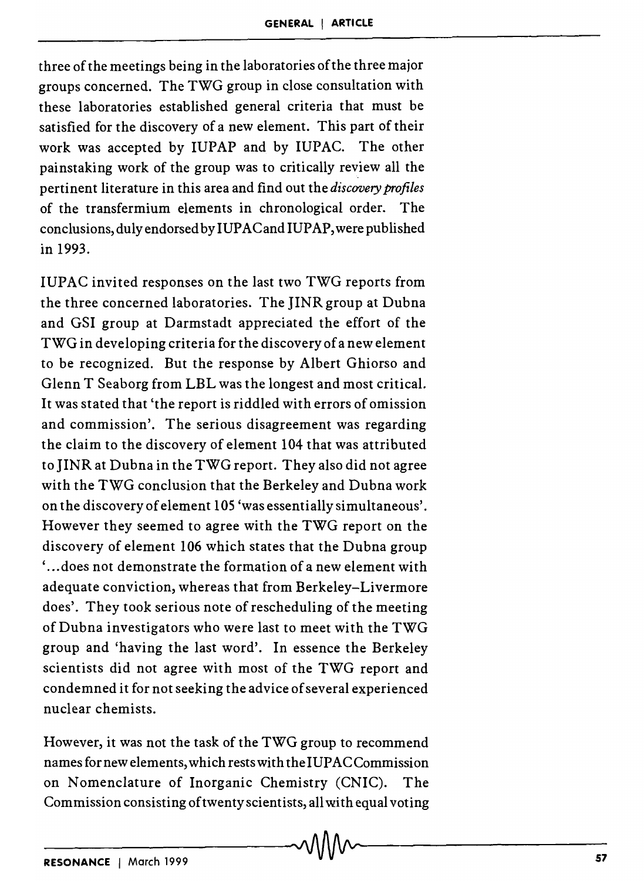three of the meetings being in the laboratories of the three major groups concerned. The TWG group in close consultation with these laboratories established general criteria that must be satisfied for the discovery of a new element. This part of their work was accepted by IUPAP and by IUPAC. The other painstaking work of the group was to critically review all the pertinent literature in this area and find out the *discovery profiles* of the transfermium elements in chronological order. The conclusions, duly endorsed by IUPAC and IUPAP, were published in 1993.

IUPAC invited responses on the last two TWG reports from the three concerned laboratories. The JINR group at Dubna and GSI group at Darmstadt appreciated the effort of the TWG in developing criteria for the discovery of a new element to be recognized. But the response by Albert Ghiorso and Glenn T Seaborg from LBL was the longest and most critical. It was stated that 'the report is riddled with errors of omission and commission'. The serious disagreement was regarding the claim to the discovery of element 104 that was attributed to JINR at Dubna in the TWG report. They also did not agree with the TWG conclusion that the Berkeley and Dubna work on the discovery of element 105 'was essentially simultaneous'. However they seemed to agree with the TWG report on the discovery of element 106 which states that the Dubna group '...does not demonstrate the formation of a new element with adequate conviction, whereas that from Berkeley–Livermore does'. They took serious note of rescheduling of the meeting of Dubna investigators who were last to meet with the TWG group and 'having the last word'. In essence the Berkeley scientists did not agree with most of the TWG report and condemned it for not seeking the advice of several experienced nuclear chemists.

However, it was not the task of the TWG group to recommend names for new elements, which rests with the IUPAC Commission on Nomenclature of Inorganic Chemistry (CNIC). The Commission consisting of twenty scientists, all with equal voting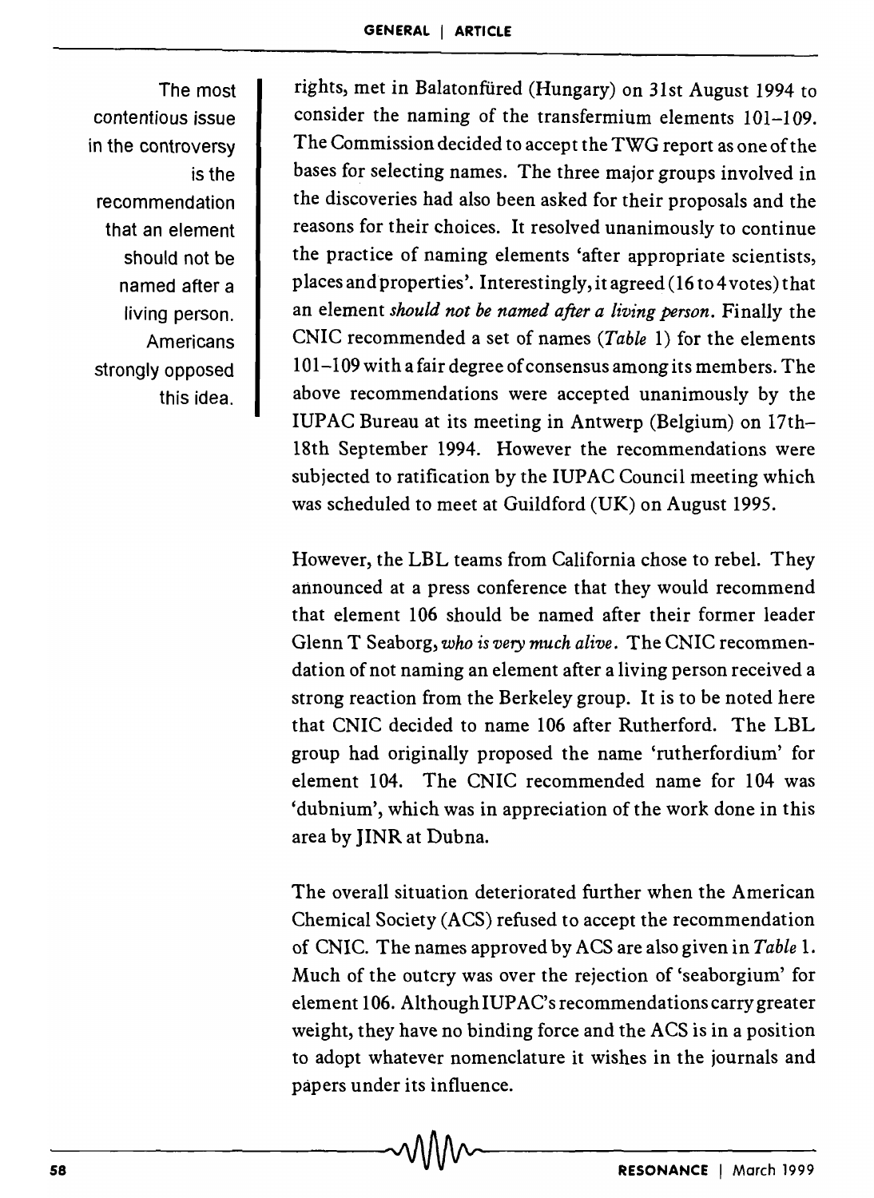The most contentious issue in the controversy is the recommendation that an element should not be named after a living person. Americans strongly opposed this idea.

rights, met in Balatonfüred (Hungary) on 31st August 1994 to consider the naming of the transfermium elements 101–109. The Commission decided to accept the TWG report as one of the bases for selecting names. The three major groups involved in the discoveries had also been asked for their proposals and the reasons for their choices. It resolved unanimously to continue the practice of naming elements 'after appropriate scientists, places and properties'. Interestingly, it agreed (16 to 4 votes) that an element *should not be named after a living person*. Finally the CNIC recommended a set of names (*Table* 1) for the elements 101–109 with a fair degree of consensus among its members. The above recommendations were accepted unanimously by the IUPAC Bureau at its meeting in Antwerp (Belgium) on 17th–18th September 1994. However the recommendations were subjected to ratification by the IUPAC Council meeting which was scheduled to meet at Guildford (UK) on August 1995.

However, the LBL teams from California chose to rebel. They announced at a press conference that they would recommend that element 106 should be named after their former leader Glenn T Seaborg, *who is very much alive*. The CNIC recommendation of not naming an element after a living person received a strong reaction from the Berkeley group. It is to be noted here that CNIC decided to name 106 after Rutherford. The LBL group had originally proposed the name 'rutherfordium' for element 104. The CNIC recommended name for 104 was 'dubnium', which was in appreciation of the work done in this area by JINR at Dubna.

The overall situation deteriorated further when the American Chemical Society (ACS) refused to accept the recommendation of CNIC. The names approved by ACS are also given in *Table* 1. Much of the outcry was over the rejection of 'seaborgium' for element 106. Although IUPAC's recommendations carry greater weight, they have no binding force and the ACS is in a position to adopt whatever nomenclature it wishes in the journals and papers under its influence.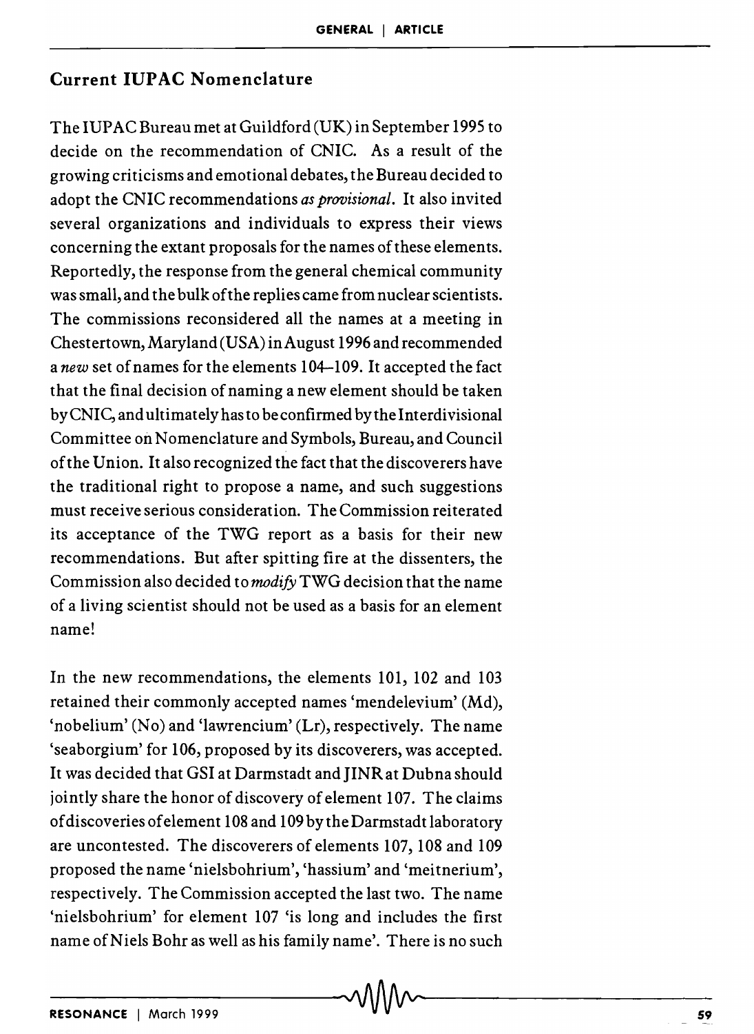## Current IUPAC Nomenclature

The IUPAC Bureau met at Guildford (UK) in September 1995 to decide on the recommendation of CNIC. As a result of the growing criticisms and emotional debates, the Bureau decided to adopt the CNIC recommendations *as provisional*. It also invited several organizations and individuals to express their views concerning the extant proposals for the names of these elements. Reportedly, the response from the general chemical community was small, and the bulk of the replies came from nuclear scientists. The commissions reconsidered all the names at a meeting in Chestertown, Maryland (USA) in August 1996 and recommended a *new* set of names for the elements 104–109. It accepted the fact that the final decision of naming a new element should be taken by CNIC, and ultimately has to be confirmed by the Interdivisional Committee on Nomenclature and Symbols, Bureau, and Council of the Union. It also recognized the fact that the discoverers have the traditional right to propose a name, and such suggestions must receive serious consideration. The Commission reiterated its acceptance of the TWG report as a basis for their new recommendations. But after spitting fire at the dissenters, the Commission also decided to *modify* TWG decision that the name of a living scientist should not be used as a basis for an element name!

In the new recommendations, the elements 101, 102 and 103 retained their commonly accepted names 'mendelevium' (Md), 'nobelium' (No) and 'lawrencium' (Lr), respectively. The name 'seaborgium' for 106, proposed by its discoverers, was accepted. It was decided that GSI at Darmstadt and JINR at Dubna should jointly share the honor of discovery of element 107. The claims of discoveries of element 108 and 109 by the Darmstadt laboratory are uncontested. The discoverers of elements 107, 108 and 109 proposed the name 'nielsbohrium', 'hassium' and 'meitnerium', respectively. The Commission accepted the last two. The name 'nielsbohrium' for element 107 'is long and includes the first name of Niels Bohr as well as his family name'. There is no such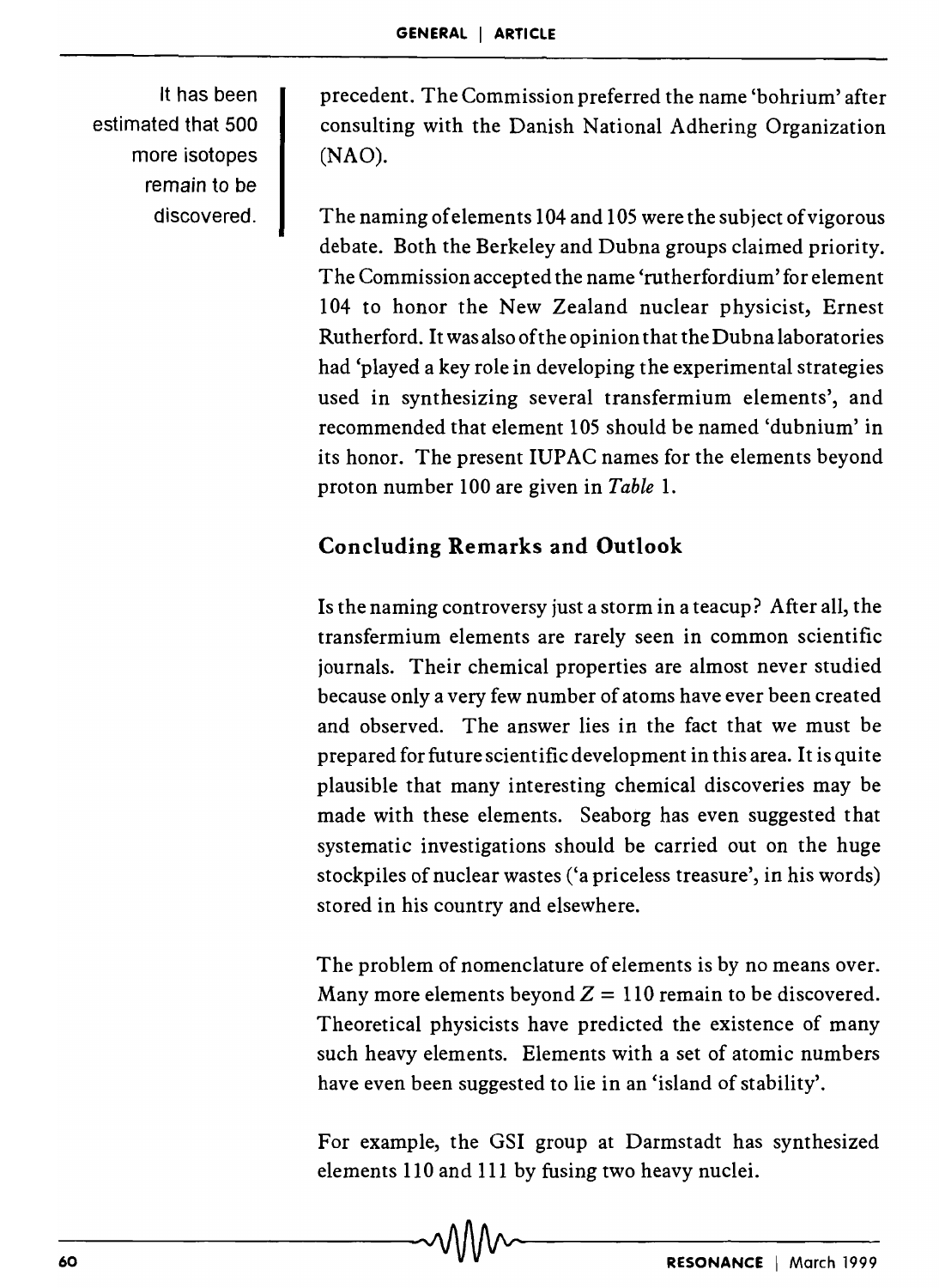It has been estimated that 500 more isotopes remain to be discovered.

precedent. The Commission preferred the name 'bohrium' after consulting with the Danish National Adhering Organization (NAO).

The naming of elements 104 and 105 were the subject of vigorous debate. Both the Berkeley and Dubna groups claimed priority. The Commission accepted the name 'rutherfordium' for element 104 to honor the New Zealand nuclear physicist, Ernest Rutherford. It was also of the opinion that the Dubna laboratories had 'played a key role in developing the experimental strategies used in synthesizing several transfermium elements', and recommended that element 105 should be named 'dubnium' in its honor. The present IUPAC names for the elements beyond proton number 100 are given in *Table* 1.

## Concluding Remarks and Outlook

Is the naming controversy just a storm in a teacup? After all, the transfermium elements are rarely seen in common scientific journals. Their chemical properties are almost never studied because only a very few number of atoms have ever been created and observed. The answer lies in the fact that we must be prepared for future scientific development in this area. It is quite plausible that many interesting chemical discoveries may be made with these elements. Seaborg has even suggested that systematic investigations should be carried out on the huge stockpiles of nuclear wastes ('a priceless treasure', in his words) stored in his country and elsewhere.

The problem of nomenclature of elements is by no means over. Many more elements beyond $Z = 110$ remain to be discovered. Theoretical physicists have predicted the existence of many such heavy elements. Elements with a set of atomic numbers have even been suggested to lie in an 'island of stability'.

For example, the GSI group at Darmstadt has synthesized elements 110 and 111 by fusing two heavy nuclei.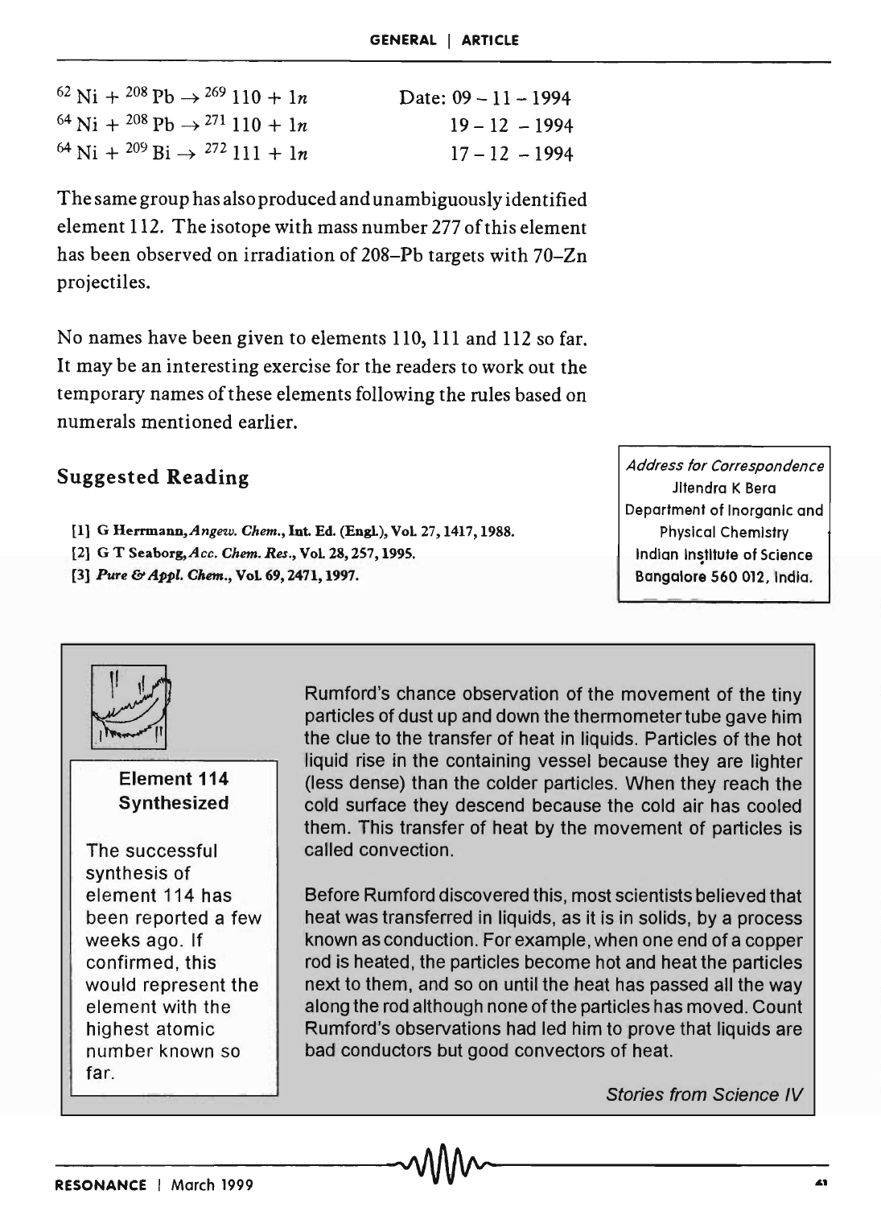$^{62}Ni + ^{208}Pb \rightarrow ^{269}110 + 1n$ Date: 09 – 11 – 1994

$^{64}Ni + ^{208}Pb \rightarrow ^{271}110 + 1n$ 19 – 12 – 1994

$^{64}Ni + ^{209}Bi \rightarrow ^{272}111 + 1n$ 17 – 12 – 1994

The same group has also produced and unambiguously identified element 112. The isotope with mass number 277 of this element has been observed on irradiation of 208–Pb targets with 70–Zn projectiles.

No names have been given to elements 110, 111 and 112 so far. It may be an interesting exercise for the readers to work out the temporary names of these elements following the rules based on numerals mentioned earlier.

## Suggested Reading

[1] G Herrmann, *Angew. Chem.*, Int. Ed. (Engl.), Vol. 27, 1417, 1988.

[2] G T Seaborg, *Acc. Chem. Res.*, Vol. 28, 257, 1995.

[3] *Pure & Appl. Chem.*, Vol. 69, 2471, 1997.

*Address for Correspondence*
Jitendra K Bera
Department of Inorganic and Physical Chemistry
Indian Institute of Science
Bangalore 560 012, India.

---

**Element 114 Synthesized**

The successful synthesis of element 114 has been reported a few weeks ago. If confirmed, this would represent the element with the highest atomic number known so far.

---

Rumford's chance observation of the movement of the tiny particles of dust up and down the thermometer tube gave him the clue to the transfer of heat in liquids. Particles of the hot liquid rise in the containing vessel because they are lighter (less dense) than the colder particles. When they reach the cold surface they descend because the cold air has cooled them. This transfer of heat by the movement of particles is called convection.

Before Rumford discovered this, most scientists believed that heat was transferred in liquids, as it is in solids, by a process known as conduction. For example, when one end of a copper rod is heated, the particles become hot and heat the particles next to them, and so on until the heat has passed all the way along the rod although none of the particles has moved. Count Rumford's observations had led him to prove that liquids are bad conductors but good convectors of heat.

*Stories from Science IV*